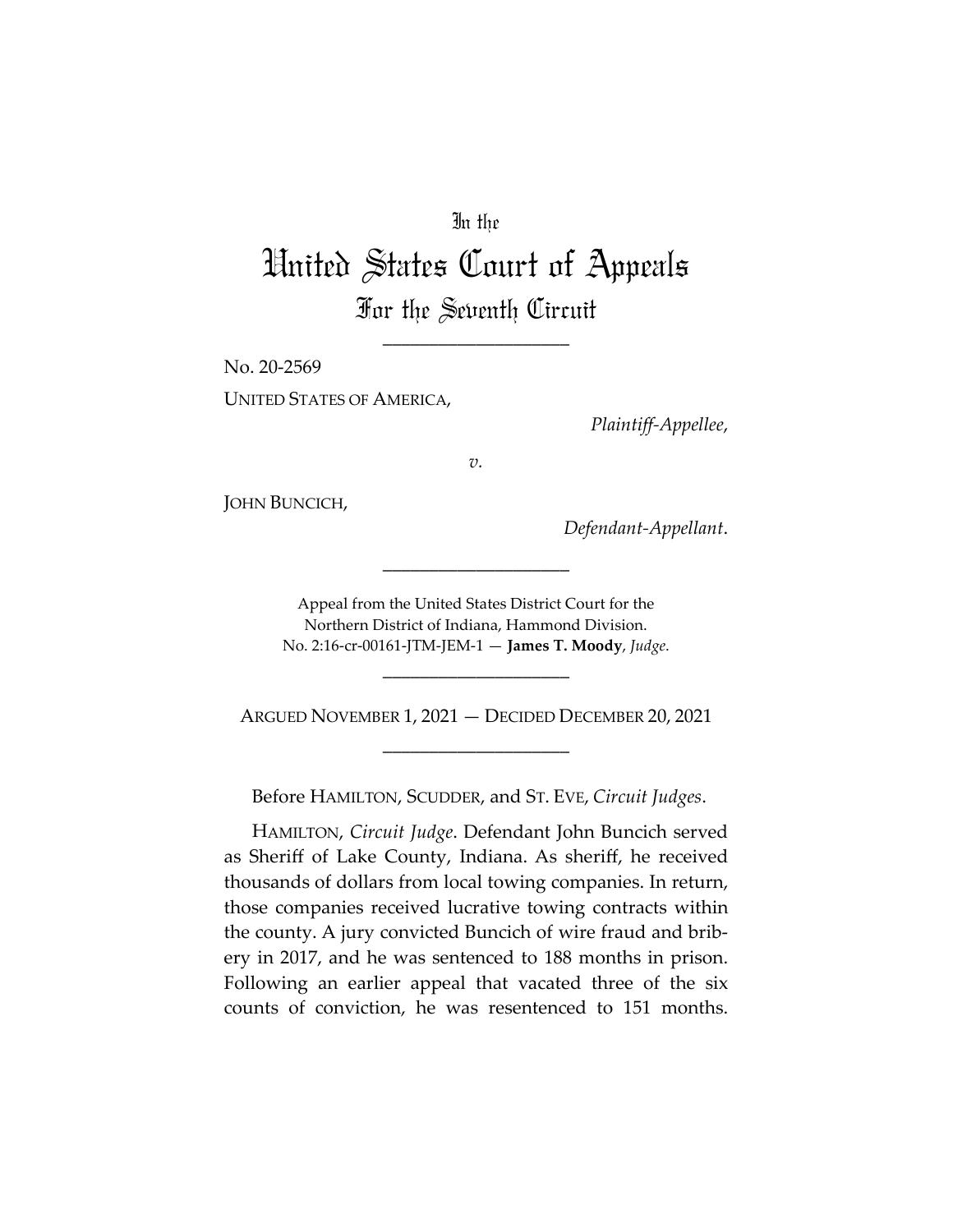In the

# United States Court of Appeals

For the Seventh Circuit

---

No. 20-2569

UNITED STATES OF AMERICA,

*Plaintiff-Appellee*,

*v.*

JOHN BUNCICH,

*Defendant-Appellant*.

---

Appeal from the United States District Court for the Northern District of Indiana, Hammond Division.
No. 2:16-cr-00161-JTM-JEM-1 — **James T. Moody**, *Judge*.

---

ARGUED NOVEMBER 1, 2021 — DECIDED DECEMBER 20, 2021

---

Before HAMILTON, SCUDDER, and ST. EVE, *Circuit Judges*.

HAMILTON, *Circuit Judge*. Defendant John Buncich served as Sheriff of Lake County, Indiana. As sheriff, he received thousands of dollars from local towing companies. In return, those companies received lucrative towing contracts within the county. A jury convicted Buncich of wire fraud and bribery in 2017, and he was sentenced to 188 months in prison. Following an earlier appeal that vacated three of the six counts of conviction, he was resentenced to 151 months.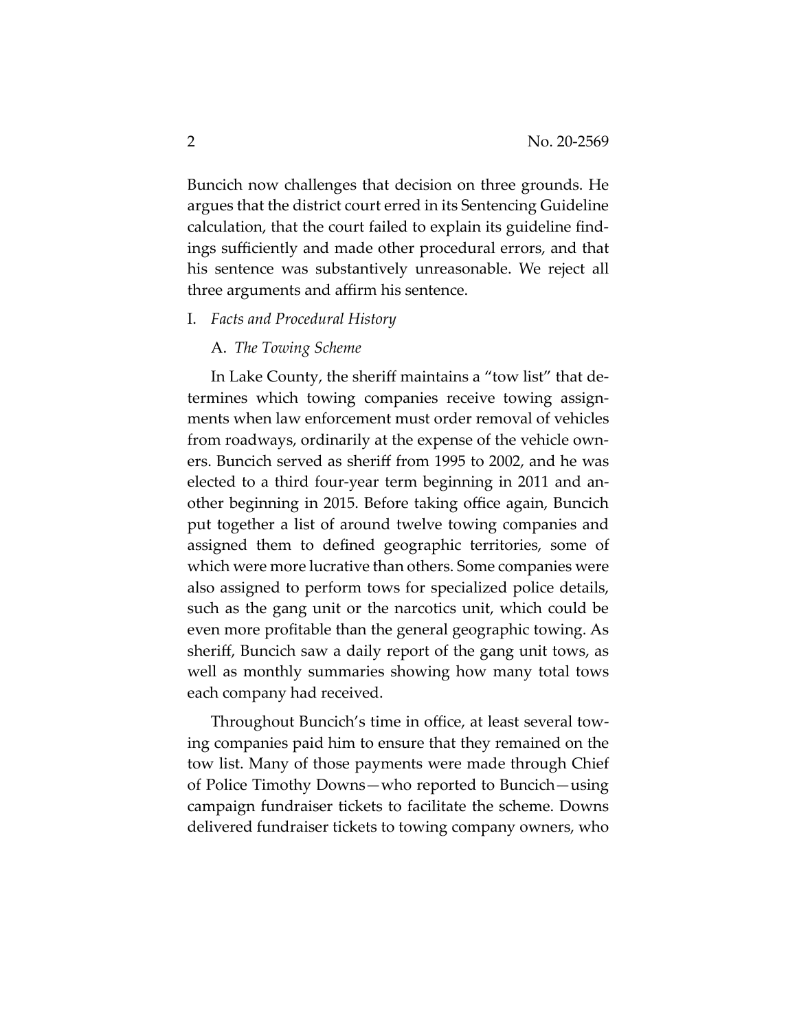Buncich now challenges that decision on three grounds. He argues that the district court erred in its Sentencing Guideline calculation, that the court failed to explain its guideline findings sufficiently and made other procedural errors, and that his sentence was substantively unreasonable. We reject all three arguments and affirm his sentence.

## I. *Facts and Procedural History*

### A. *The Towing Scheme*

In Lake County, the sheriff maintains a "tow list" that determines which towing companies receive towing assignments when law enforcement must order removal of vehicles from roadways, ordinarily at the expense of the vehicle owners. Buncich served as sheriff from 1995 to 2002, and he was elected to a third four-year term beginning in 2011 and another beginning in 2015. Before taking office again, Buncich put together a list of around twelve towing companies and assigned them to defined geographic territories, some of which were more lucrative than others. Some companies were also assigned to perform tows for specialized police details, such as the gang unit or the narcotics unit, which could be even more profitable than the general geographic towing. As sheriff, Buncich saw a daily report of the gang unit tows, as well as monthly summaries showing how many total tows each company had received.

Throughout Buncich's time in office, at least several towing companies paid him to ensure that they remained on the tow list. Many of those payments were made through Chief of Police Timothy Downs—who reported to Buncich—using campaign fundraiser tickets to facilitate the scheme. Downs delivered fundraiser tickets to towing company owners, who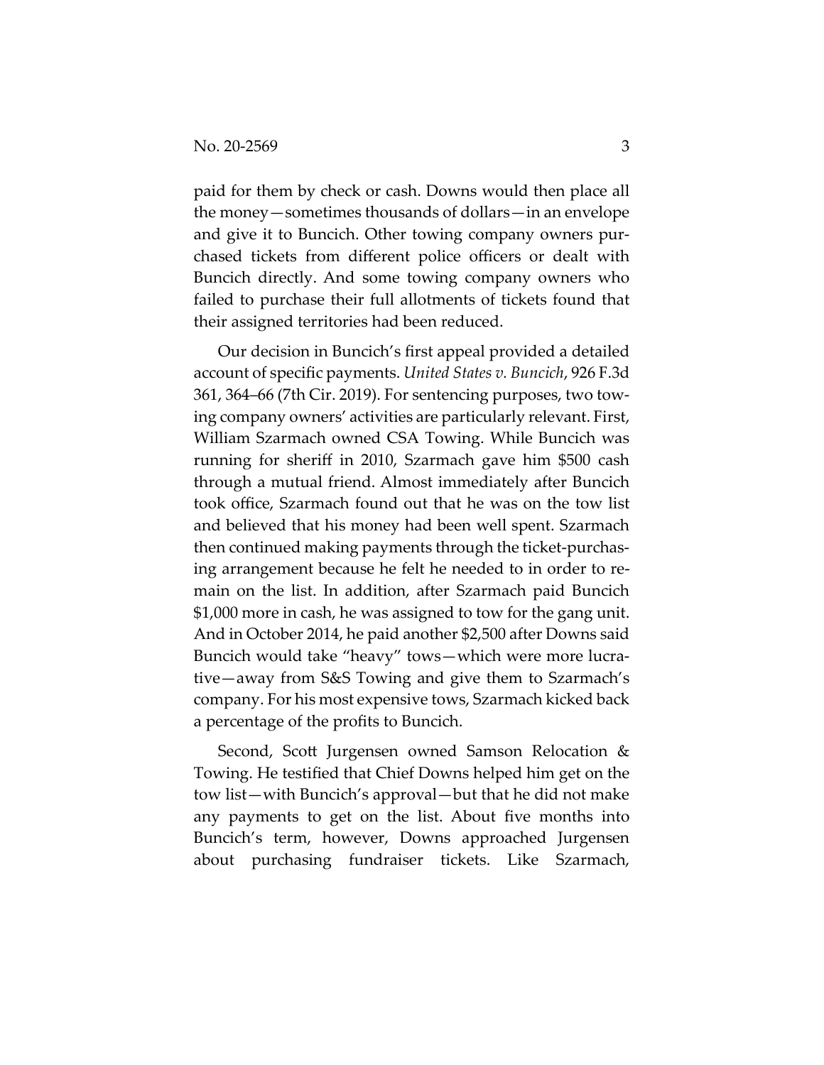paid for them by check or cash. Downs would then place all the money—sometimes thousands of dollars—in an envelope and give it to Buncich. Other towing company owners purchased tickets from different police officers or dealt with Buncich directly. And some towing company owners who failed to purchase their full allotments of tickets found that their assigned territories had been reduced.

Our decision in Buncich's first appeal provided a detailed account of specific payments. *United States v. Buncich*, 926 F.3d 361, 364–66 (7th Cir. 2019). For sentencing purposes, two towing company owners' activities are particularly relevant. First, William Szarmach owned CSA Towing. While Buncich was running for sheriff in 2010, Szarmach gave him $500 cash through a mutual friend. Almost immediately after Buncich took office, Szarmach found out that he was on the tow list and believed that his money had been well spent. Szarmach then continued making payments through the ticket-purchasing arrangement because he felt he needed to in order to remain on the list. In addition, after Szarmach paid Buncich $1,000 more in cash, he was assigned to tow for the gang unit. And in October 2014, he paid another $2,500 after Downs said Buncich would take "heavy" tows—which were more lucrative—away from S&S Towing and give them to Szarmach's company. For his most expensive tows, Szarmach kicked back a percentage of the profits to Buncich.

Second, Scott Jurgensen owned Samson Relocation & Towing. He testified that Chief Downs helped him get on the tow list—with Buncich's approval—but that he did not make any payments to get on the list. About five months into Buncich's term, however, Downs approached Jurgensen about purchasing fundraiser tickets. Like Szarmach,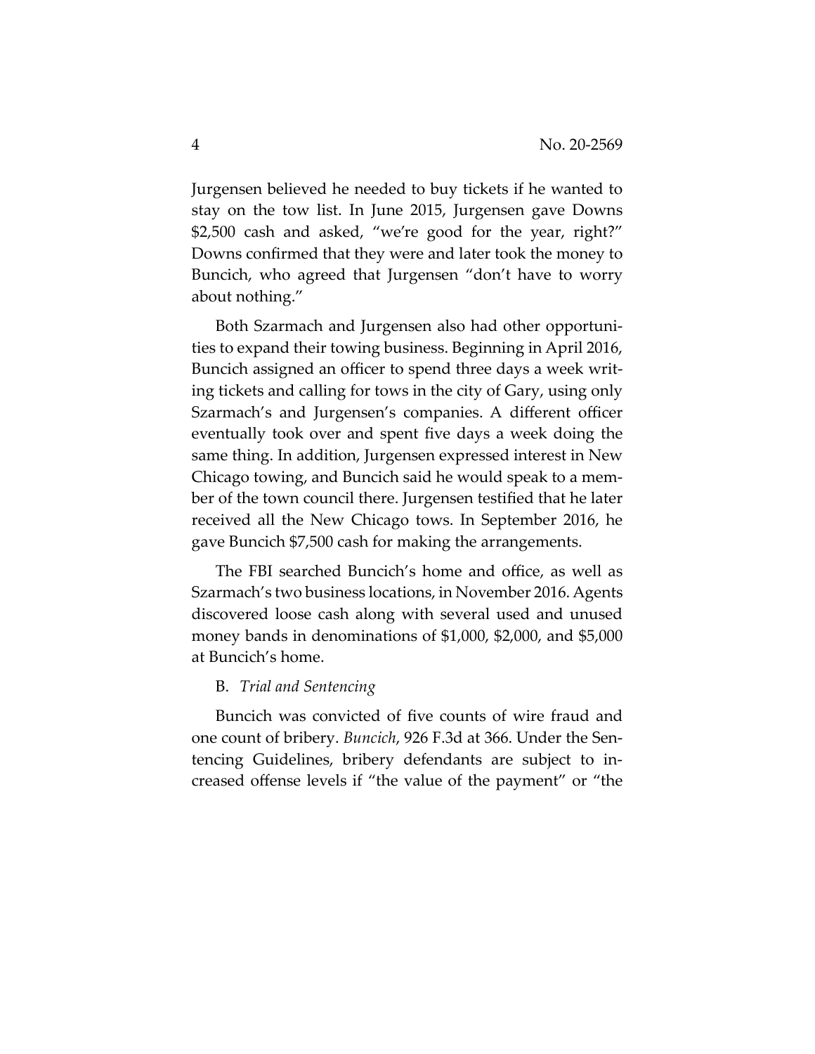Jurgensen believed he needed to buy tickets if he wanted to stay on the tow list. In June 2015, Jurgensen gave Downs $2,500 cash and asked, "we're good for the year, right?" Downs confirmed that they were and later took the money to Buncich, who agreed that Jurgensen "don't have to worry about nothing."

Both Szarmach and Jurgensen also had other opportunities to expand their towing business. Beginning in April 2016, Buncich assigned an officer to spend three days a week writing tickets and calling for tows in the city of Gary, using only Szarmach's and Jurgensen's companies. A different officer eventually took over and spent five days a week doing the same thing. In addition, Jurgensen expressed interest in New Chicago towing, and Buncich said he would speak to a member of the town council there. Jurgensen testified that he later received all the New Chicago tows. In September 2016, he gave Buncich $7,500 cash for making the arrangements.

The FBI searched Buncich's home and office, as well as Szarmach's two business locations, in November 2016. Agents discovered loose cash along with several used and unused money bands in denominations of $1,000, $2,000, and $5,000 at Buncich's home.

B. *Trial and Sentencing*

Buncich was convicted of five counts of wire fraud and one count of bribery. *Buncich*, 926 F.3d at 366. Under the Sentencing Guidelines, bribery defendants are subject to increased offense levels if "the value of the payment" or "the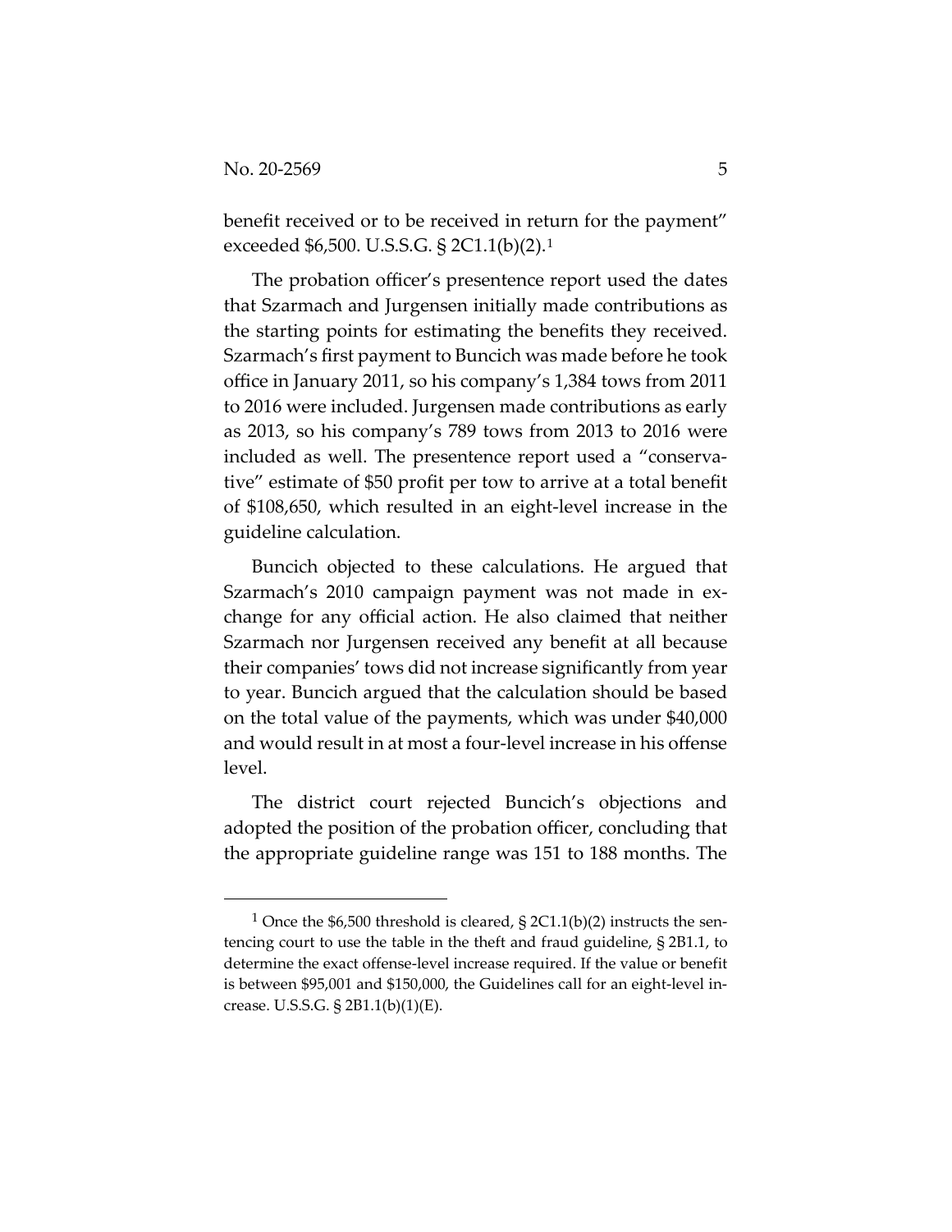benefit received or to be received in return for the payment" exceeded \$6,500. U.S.S.G. § 2C1.1(b)(2).[1]

The probation officer's presentence report used the dates that Szarmach and Jurgensen initially made contributions as the starting points for estimating the benefits they received. Szarmach's first payment to Buncich was made before he took office in January 2011, so his company's 1,384 tows from 2011 to 2016 were included. Jurgensen made contributions as early as 2013, so his company's 789 tows from 2013 to 2016 were included as well. The presentence report used a "conservative" estimate of \$50 profit per tow to arrive at a total benefit of \$108,650, which resulted in an eight-level increase in the guideline calculation.

Buncich objected to these calculations. He argued that Szarmach's 2010 campaign payment was not made in exchange for any official action. He also claimed that neither Szarmach nor Jurgensen received any benefit at all because their companies' tows did not increase significantly from year to year. Buncich argued that the calculation should be based on the total value of the payments, which was under \$40,000 and would result in at most a four-level increase in his offense level.

The district court rejected Buncich's objections and adopted the position of the probation officer, concluding that the appropriate guideline range was 151 to 188 months. The

---

[1] Once the \$6,500 threshold is cleared, § 2C1.1(b)(2) instructs the sentencing court to use the table in the theft and fraud guideline, § 2B1.1, to determine the exact offense-level increase required. If the value or benefit is between \$95,001 and \$150,000, the Guidelines call for an eight-level increase. U.S.S.G. § 2B1.1(b)(1)(E).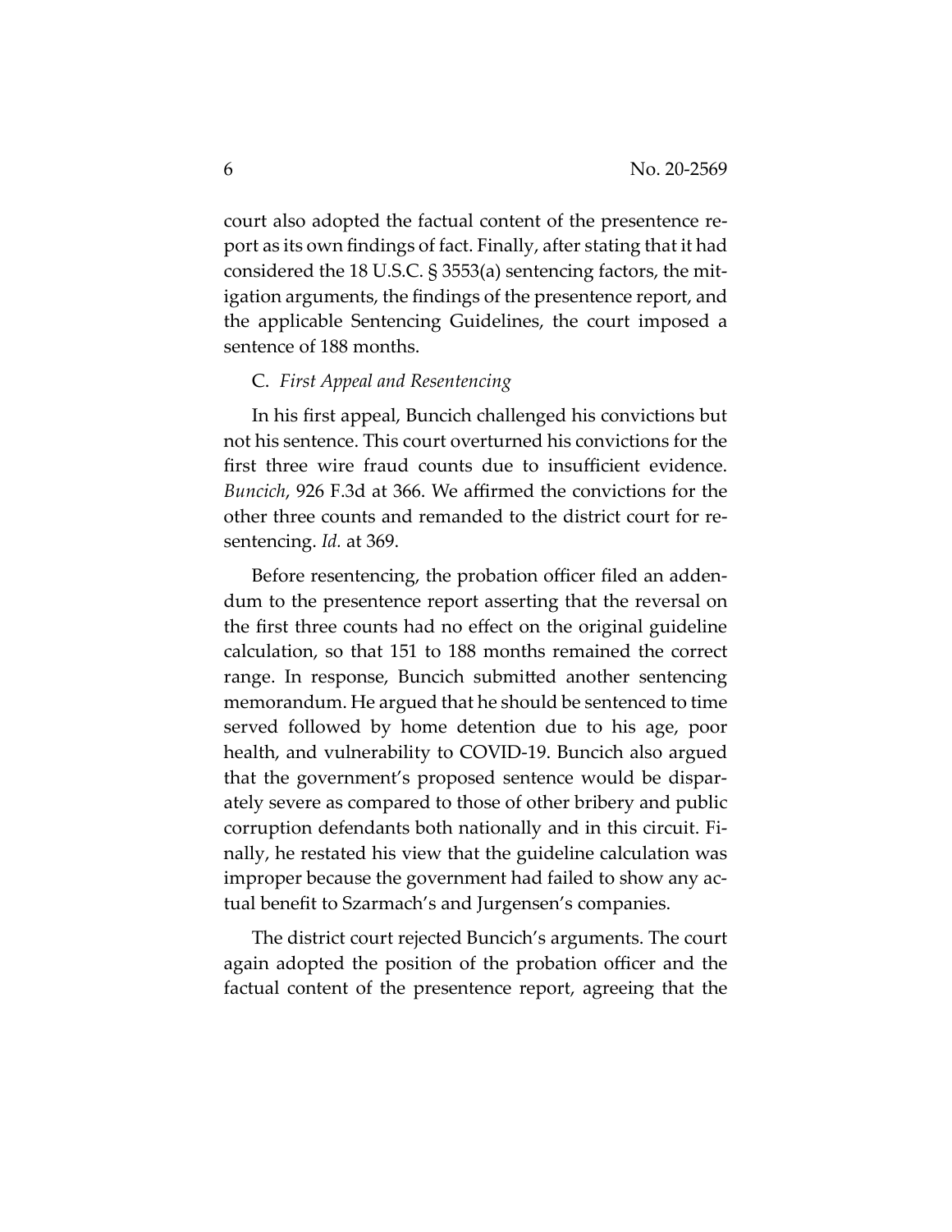court also adopted the factual content of the presentence report as its own findings of fact. Finally, after stating that it had considered the 18 U.S.C. § 3553(a) sentencing factors, the mitigation arguments, the findings of the presentence report, and the applicable Sentencing Guidelines, the court imposed a sentence of 188 months.

### C. *First Appeal and Resentencing*

In his first appeal, Buncich challenged his convictions but not his sentence. This court overturned his convictions for the first three wire fraud counts due to insufficient evidence. *Buncich*, 926 F.3d at 366. We affirmed the convictions for the other three counts and remanded to the district court for resentencing. *Id.* at 369.

Before resentencing, the probation officer filed an addendum to the presentence report asserting that the reversal on the first three counts had no effect on the original guideline calculation, so that 151 to 188 months remained the correct range. In response, Buncich submitted another sentencing memorandum. He argued that he should be sentenced to time served followed by home detention due to his age, poor health, and vulnerability to COVID-19. Buncich also argued that the government's proposed sentence would be disparately severe as compared to those of other bribery and public corruption defendants both nationally and in this circuit. Finally, he restated his view that the guideline calculation was improper because the government had failed to show any actual benefit to Szarmach's and Jurgensen's companies.

The district court rejected Buncich's arguments. The court again adopted the position of the probation officer and the factual content of the presentence report, agreeing that the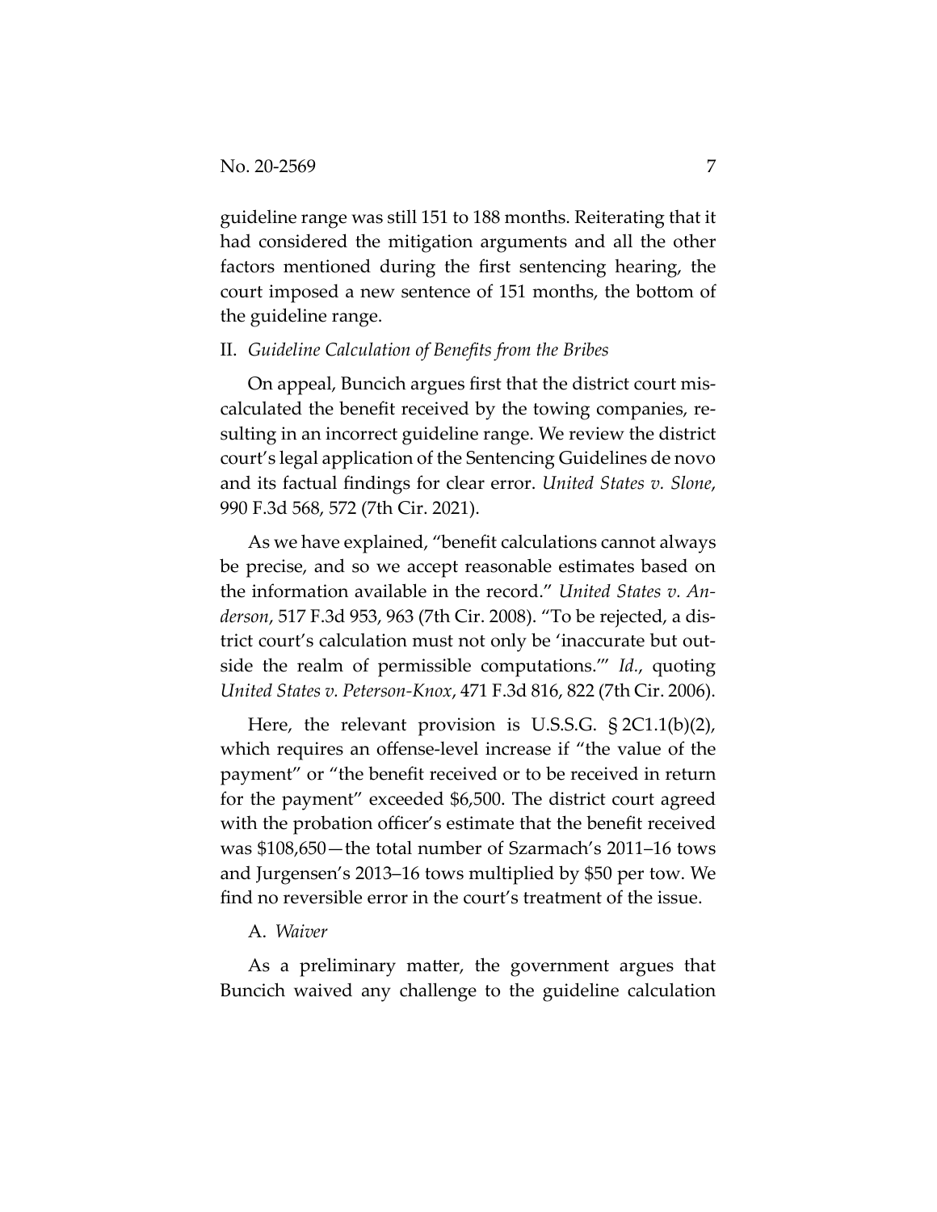guideline range was still 151 to 188 months. Reiterating that it had considered the mitigation arguments and all the other factors mentioned during the first sentencing hearing, the court imposed a new sentence of 151 months, the bottom of the guideline range.

## II. *Guideline Calculation of Benefits from the Bribes*

On appeal, Buncich argues first that the district court miscalculated the benefit received by the towing companies, resulting in an incorrect guideline range. We review the district court's legal application of the Sentencing Guidelines de novo and its factual findings for clear error. *United States v. Slone*, 990 F.3d 568, 572 (7th Cir. 2021).

As we have explained, "benefit calculations cannot always be precise, and so we accept reasonable estimates based on the information available in the record." *United States v. Anderson*, 517 F.3d 953, 963 (7th Cir. 2008). "To be rejected, a district court's calculation must not only be 'inaccurate but outside the realm of permissible computations.'" *Id.*, quoting *United States v. Peterson-Knox*, 471 F.3d 816, 822 (7th Cir. 2006).

Here, the relevant provision is U.S.S.G. § 2C1.1(b)(2), which requires an offense-level increase if "the value of the payment" or "the benefit received or to be received in return for the payment" exceeded $6,500. The district court agreed with the probation officer's estimate that the benefit received was $108,650—the total number of Szarmach's 2011–16 tows and Jurgensen's 2013–16 tows multiplied by $50 per tow. We find no reversible error in the court's treatment of the issue.

### A. *Waiver*

As a preliminary matter, the government argues that Buncich waived any challenge to the guideline calculation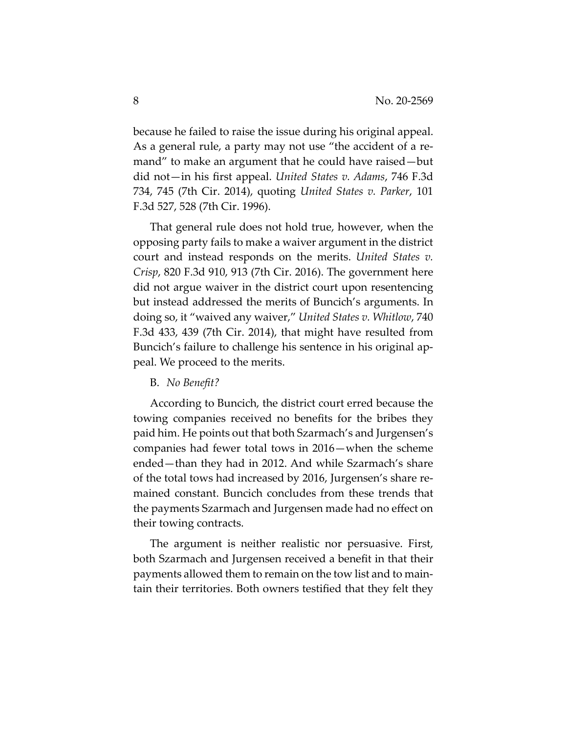because he failed to raise the issue during his original appeal. As a general rule, a party may not use "the accident of a remand" to make an argument that he could have raised—but did not—in his first appeal. *United States v. Adams*, 746 F.3d 734, 745 (7th Cir. 2014), quoting *United States v. Parker*, 101 F.3d 527, 528 (7th Cir. 1996).

That general rule does not hold true, however, when the opposing party fails to make a waiver argument in the district court and instead responds on the merits. *United States v. Crisp*, 820 F.3d 910, 913 (7th Cir. 2016). The government here did not argue waiver in the district court upon resentencing but instead addressed the merits of Buncich's arguments. In doing so, it "waived any waiver," *United States v. Whitlow*, 740 F.3d 433, 439 (7th Cir. 2014), that might have resulted from Buncich's failure to challenge his sentence in his original appeal. We proceed to the merits.

B. *No Benefit?*

According to Buncich, the district court erred because the towing companies received no benefits for the bribes they paid him. He points out that both Szarmach's and Jurgensen's companies had fewer total tows in 2016—when the scheme ended—than they had in 2012. And while Szarmach's share of the total tows had increased by 2016, Jurgensen's share remained constant. Buncich concludes from these trends that the payments Szarmach and Jurgensen made had no effect on their towing contracts.

The argument is neither realistic nor persuasive. First, both Szarmach and Jurgensen received a benefit in that their payments allowed them to remain on the tow list and to maintain their territories. Both owners testified that they felt they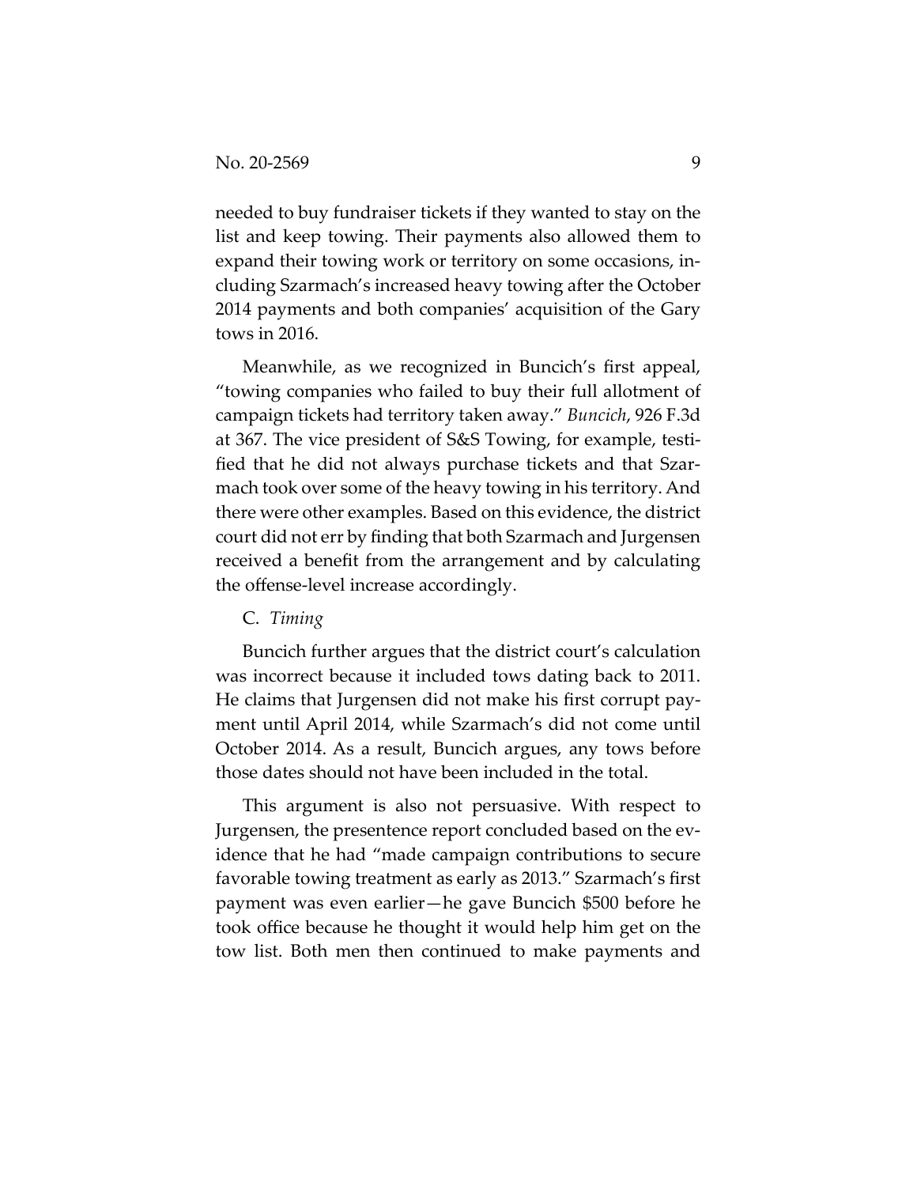needed to buy fundraiser tickets if they wanted to stay on the list and keep towing. Their payments also allowed them to expand their towing work or territory on some occasions, including Szarmach's increased heavy towing after the October 2014 payments and both companies' acquisition of the Gary tows in 2016.

Meanwhile, as we recognized in Buncich's first appeal, "towing companies who failed to buy their full allotment of campaign tickets had territory taken away." *Buncich*, 926 F.3d at 367. The vice president of S&S Towing, for example, testified that he did not always purchase tickets and that Szarmach took over some of the heavy towing in his territory. And there were other examples. Based on this evidence, the district court did not err by finding that both Szarmach and Jurgensen received a benefit from the arrangement and by calculating the offense-level increase accordingly.

C. *Timing*

Buncich further argues that the district court's calculation was incorrect because it included tows dating back to 2011. He claims that Jurgensen did not make his first corrupt payment until April 2014, while Szarmach's did not come until October 2014. As a result, Buncich argues, any tows before those dates should not have been included in the total.

This argument is also not persuasive. With respect to Jurgensen, the presentence report concluded based on the evidence that he had "made campaign contributions to secure favorable towing treatment as early as 2013." Szarmach's first payment was even earlier—he gave Buncich $500 before he took office because he thought it would help him get on the tow list. Both men then continued to make payments and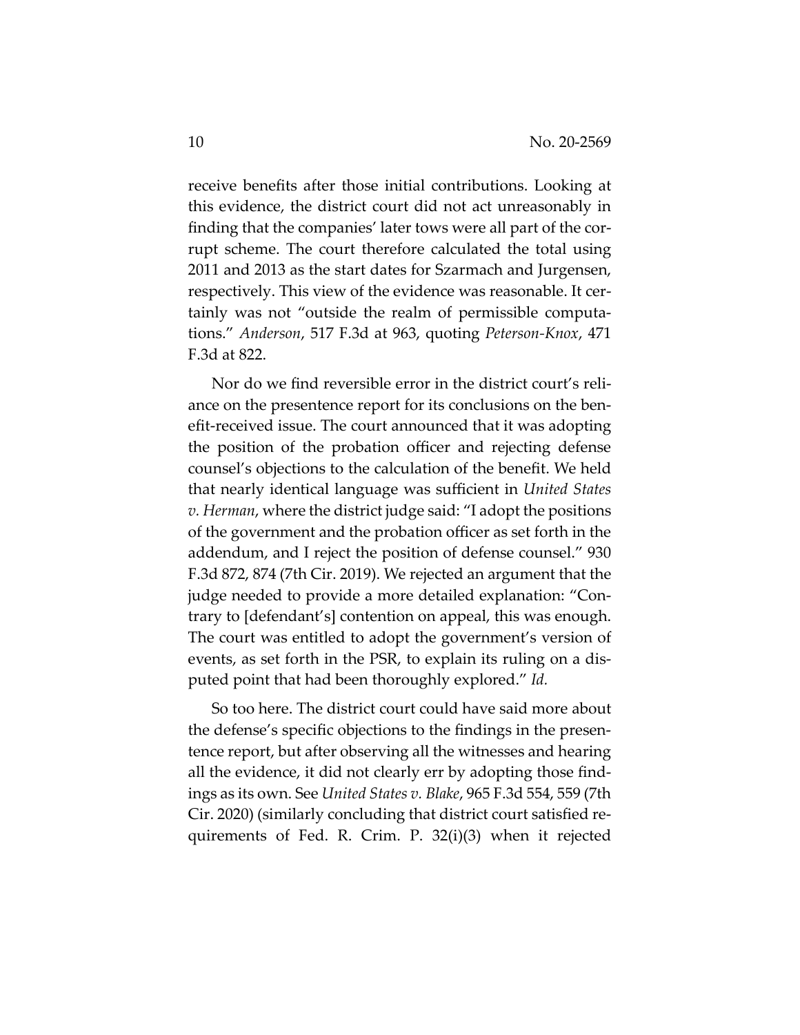receive benefits after those initial contributions. Looking at this evidence, the district court did not act unreasonably in finding that the companies' later tows were all part of the corrupt scheme. The court therefore calculated the total using 2011 and 2013 as the start dates for Szarmach and Jurgensen, respectively. This view of the evidence was reasonable. It certainly was not "outside the realm of permissible computations." *Anderson*, 517 F.3d at 963, quoting *Peterson-Knox*, 471 F.3d at 822.

Nor do we find reversible error in the district court's reliance on the presentence report for its conclusions on the benefit-received issue. The court announced that it was adopting the position of the probation officer and rejecting defense counsel's objections to the calculation of the benefit. We held that nearly identical language was sufficient in *United States v. Herman*, where the district judge said: "I adopt the positions of the government and the probation officer as set forth in the addendum, and I reject the position of defense counsel." 930 F.3d 872, 874 (7th Cir. 2019). We rejected an argument that the judge needed to provide a more detailed explanation: "Contrary to [defendant's] contention on appeal, this was enough. The court was entitled to adopt the government's version of events, as set forth in the PSR, to explain its ruling on a disputed point that had been thoroughly explored." *Id.*

So too here. The district court could have said more about the defense's specific objections to the findings in the presentence report, but after observing all the witnesses and hearing all the evidence, it did not clearly err by adopting those findings as its own. See *United States v. Blake*, 965 F.3d 554, 559 (7th Cir. 2020) (similarly concluding that district court satisfied requirements of Fed. R. Crim. P. 32(i)(3) when it rejected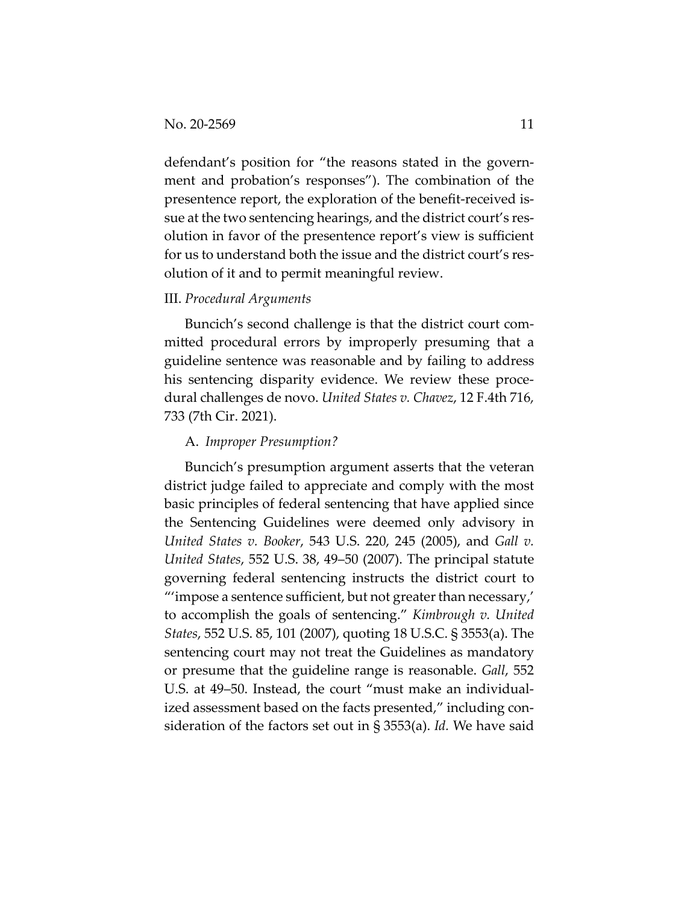defendant's position for "the reasons stated in the government and probation's responses"). The combination of the presentence report, the exploration of the benefit-received issue at the two sentencing hearings, and the district court's resolution in favor of the presentence report's view is sufficient for us to understand both the issue and the district court's resolution of it and to permit meaningful review.

### III. *Procedural Arguments*

Buncich's second challenge is that the district court committed procedural errors by improperly presuming that a guideline sentence was reasonable and by failing to address his sentencing disparity evidence. We review these procedural challenges de novo. *United States v. Chavez*, 12 F.4th 716, 733 (7th Cir. 2021).

#### A. *Improper Presumption?*

Buncich's presumption argument asserts that the veteran district judge failed to appreciate and comply with the most basic principles of federal sentencing that have applied since the Sentencing Guidelines were deemed only advisory in *United States v. Booker*, 543 U.S. 220, 245 (2005), and *Gall v. United States*, 552 U.S. 38, 49–50 (2007). The principal statute governing federal sentencing instructs the district court to "'impose a sentence sufficient, but not greater than necessary,' to accomplish the goals of sentencing." *Kimbrough v. United States*, 552 U.S. 85, 101 (2007), quoting 18 U.S.C. § 3553(a). The sentencing court may not treat the Guidelines as mandatory or presume that the guideline range is reasonable. *Gall*, 552 U.S. at 49–50. Instead, the court "must make an individualized assessment based on the facts presented," including consideration of the factors set out in § 3553(a). *Id.* We have said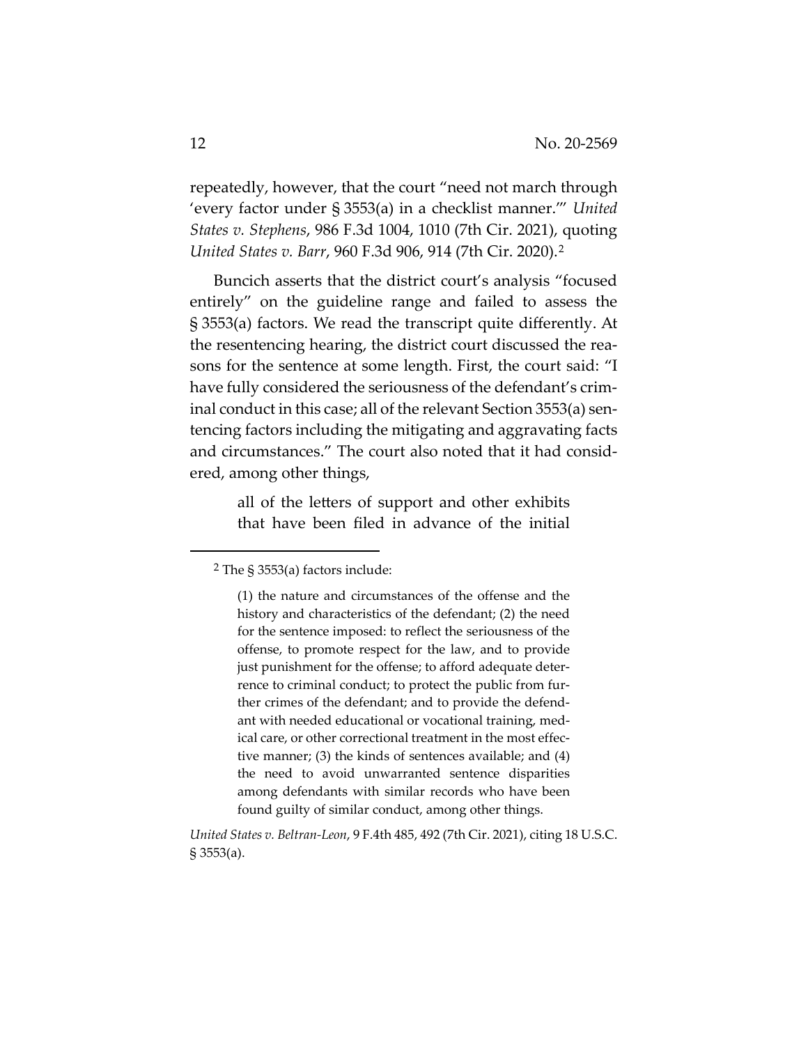repeatedly, however, that the court "need not march through 'every factor under § 3553(a) in a checklist manner.'" *United States v. Stephens*, 986 F.3d 1004, 1010 (7th Cir. 2021), quoting *United States v. Barr*, 960 F.3d 906, 914 (7th Cir. 2020).[2]

Buncich asserts that the district court's analysis "focused entirely" on the guideline range and failed to assess the § 3553(a) factors. We read the transcript quite differently. At the resentencing hearing, the district court discussed the reasons for the sentence at some length. First, the court said: "I have fully considered the seriousness of the defendant's criminal conduct in this case; all of the relevant Section 3553(a) sentencing factors including the mitigating and aggravating facts and circumstances." The court also noted that it had considered, among other things,

> all of the letters of support and other exhibits that have been filed in advance of the initial

---

[2] The § 3553(a) factors include:

> (1) the nature and circumstances of the offense and the history and characteristics of the defendant; (2) the need for the sentence imposed: to reflect the seriousness of the offense, to promote respect for the law, and to provide just punishment for the offense; to afford adequate deterrence to criminal conduct; to protect the public from further crimes of the defendant; and to provide the defendant with needed educational or vocational training, medical care, or other correctional treatment in the most effective manner; (3) the kinds of sentences available; and (4) the need to avoid unwarranted sentence disparities among defendants with similar records who have been found guilty of similar conduct, among other things.

*United States v. Beltran-Leon*, 9 F.4th 485, 492 (7th Cir. 2021), citing 18 U.S.C. § 3553(a).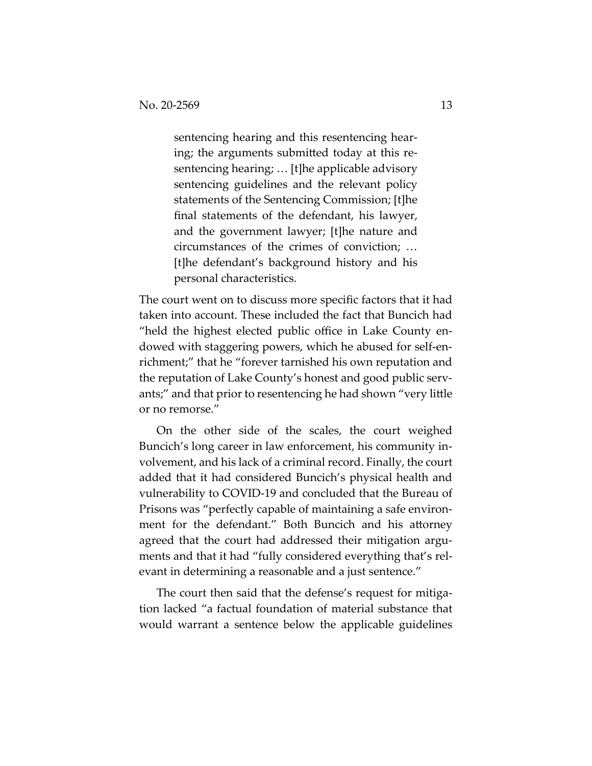> sentencing hearing and this resentencing hearing; the arguments submitted today at this resentencing hearing; … [t]he applicable advisory sentencing guidelines and the relevant policy statements of the Sentencing Commission; [t]he final statements of the defendant, his lawyer, and the government lawyer; [t]he nature and circumstances of the crimes of conviction; … [t]he defendant's background history and his personal characteristics.

The court went on to discuss more specific factors that it had taken into account. These included the fact that Buncich had "held the highest elected public office in Lake County endowed with staggering powers, which he abused for self-enrichment;" that he "forever tarnished his own reputation and the reputation of Lake County's honest and good public servants;" and that prior to resentencing he had shown "very little or no remorse."

On the other side of the scales, the court weighed Buncich's long career in law enforcement, his community involvement, and his lack of a criminal record. Finally, the court added that it had considered Buncich's physical health and vulnerability to COVID-19 and concluded that the Bureau of Prisons was "perfectly capable of maintaining a safe environment for the defendant." Both Buncich and his attorney agreed that the court had addressed their mitigation arguments and that it had "fully considered everything that's relevant in determining a reasonable and a just sentence."

The court then said that the defense's request for mitigation lacked "a factual foundation of material substance that would warrant a sentence below the applicable guidelines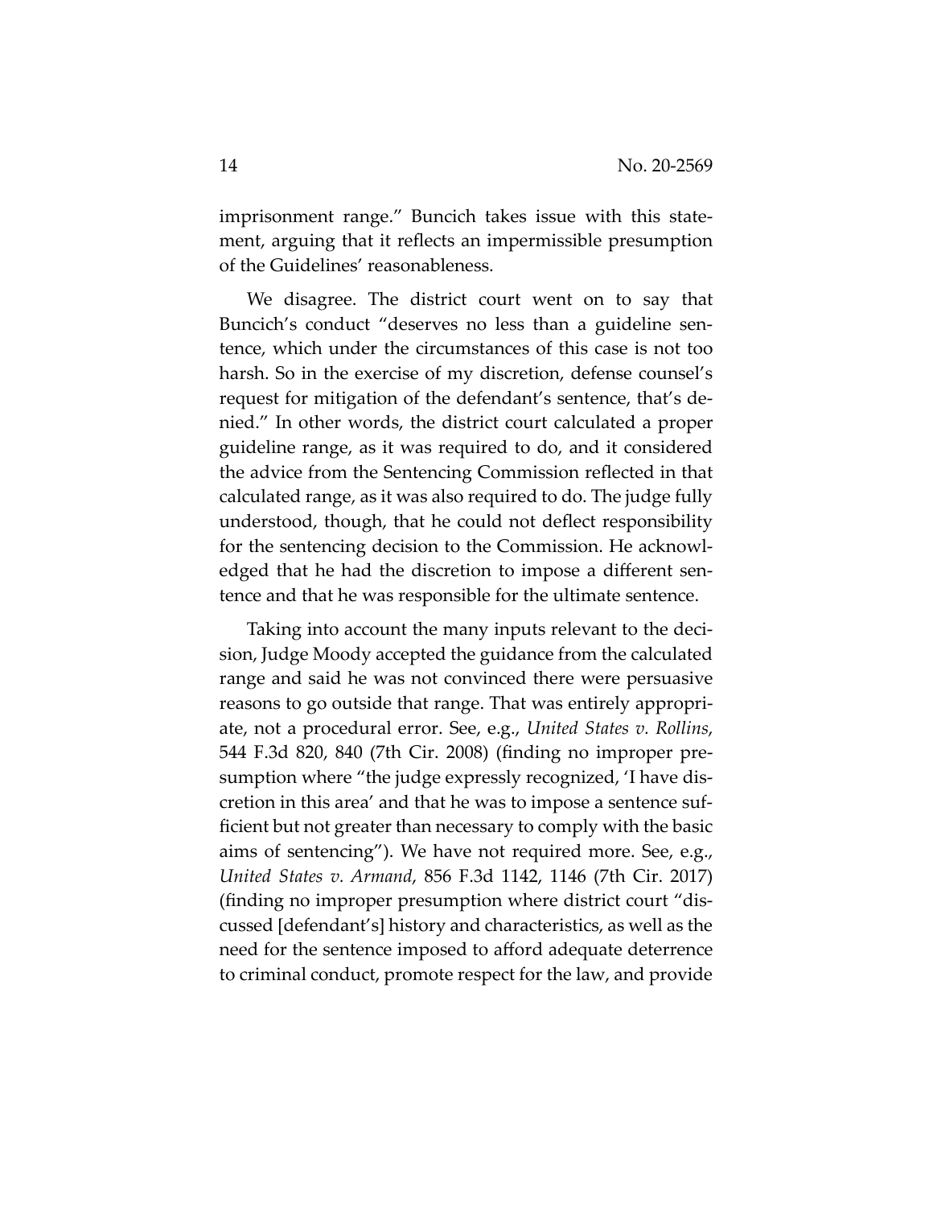imprisonment range." Buncich takes issue with this statement, arguing that it reflects an impermissible presumption of the Guidelines' reasonableness.

We disagree. The district court went on to say that Buncich's conduct "deserves no less than a guideline sentence, which under the circumstances of this case is not too harsh. So in the exercise of my discretion, defense counsel's request for mitigation of the defendant's sentence, that's denied." In other words, the district court calculated a proper guideline range, as it was required to do, and it considered the advice from the Sentencing Commission reflected in that calculated range, as it was also required to do. The judge fully understood, though, that he could not deflect responsibility for the sentencing decision to the Commission. He acknowledged that he had the discretion to impose a different sentence and that he was responsible for the ultimate sentence.

Taking into account the many inputs relevant to the decision, Judge Moody accepted the guidance from the calculated range and said he was not convinced there were persuasive reasons to go outside that range. That was entirely appropriate, not a procedural error. See, e.g., *United States v. Rollins*, 544 F.3d 820, 840 (7th Cir. 2008) (finding no improper presumption where "the judge expressly recognized, 'I have discretion in this area' and that he was to impose a sentence sufficient but not greater than necessary to comply with the basic aims of sentencing"). We have not required more. See, e.g., *United States v. Armand*, 856 F.3d 1142, 1146 (7th Cir. 2017) (finding no improper presumption where district court "discussed [defendant's] history and characteristics, as well as the need for the sentence imposed to afford adequate deterrence to criminal conduct, promote respect for the law, and provide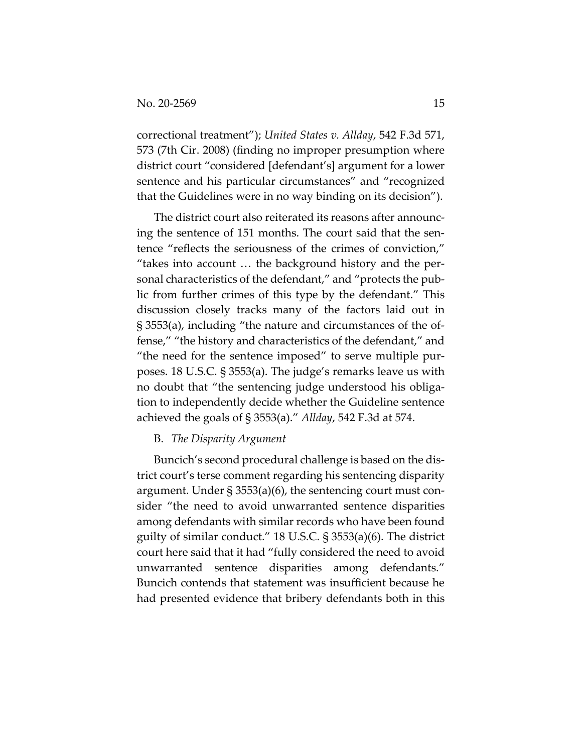correctional treatment"); *United States v. Allday*, 542 F.3d 571, 573 (7th Cir. 2008) (finding no improper presumption where district court "considered [defendant's] argument for a lower sentence and his particular circumstances" and "recognized that the Guidelines were in no way binding on its decision").

The district court also reiterated its reasons after announcing the sentence of 151 months. The court said that the sentence "reflects the seriousness of the crimes of conviction," "takes into account … the background history and the personal characteristics of the defendant," and "protects the public from further crimes of this type by the defendant." This discussion closely tracks many of the factors laid out in § 3553(a), including "the nature and circumstances of the offense," "the history and characteristics of the defendant," and "the need for the sentence imposed" to serve multiple purposes. 18 U.S.C. § 3553(a). The judge's remarks leave us with no doubt that "the sentencing judge understood his obligation to independently decide whether the Guideline sentence achieved the goals of § 3553(a)." *Allday*, 542 F.3d at 574.

B. *The Disparity Argument*

Buncich's second procedural challenge is based on the district court's terse comment regarding his sentencing disparity argument. Under § 3553(a)(6), the sentencing court must consider "the need to avoid unwarranted sentence disparities among defendants with similar records who have been found guilty of similar conduct." 18 U.S.C. § 3553(a)(6). The district court here said that it had "fully considered the need to avoid unwarranted sentence disparities among defendants." Buncich contends that statement was insufficient because he had presented evidence that bribery defendants both in this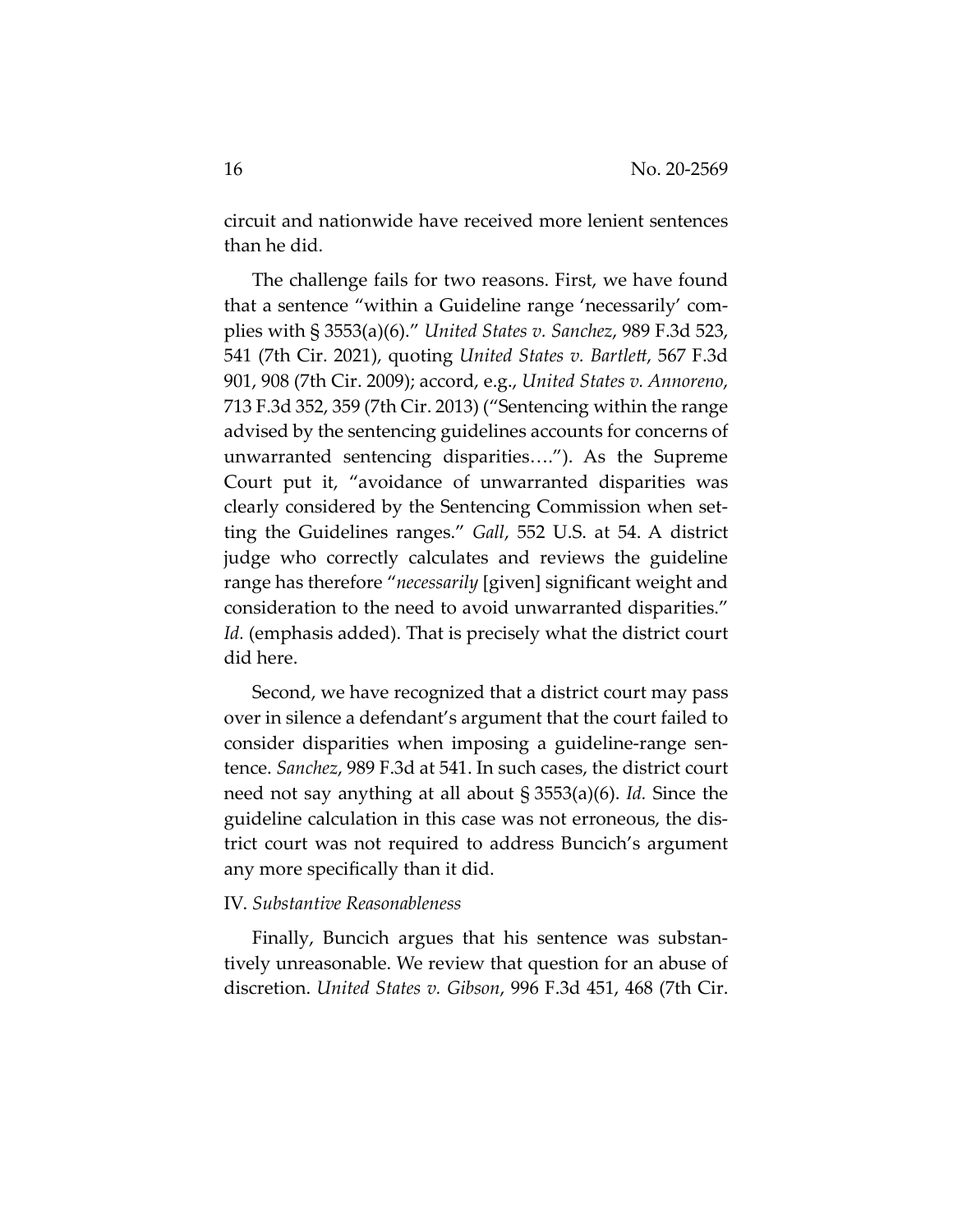circuit and nationwide have received more lenient sentences than he did.

The challenge fails for two reasons. First, we have found that a sentence "within a Guideline range 'necessarily' complies with § 3553(a)(6)." *United States v. Sanchez*, 989 F.3d 523, 541 (7th Cir. 2021), quoting *United States v. Bartlett*, 567 F.3d 901, 908 (7th Cir. 2009); accord, e.g., *United States v. Annoreno*, 713 F.3d 352, 359 (7th Cir. 2013) ("Sentencing within the range advised by the sentencing guidelines accounts for concerns of unwarranted sentencing disparities…."). As the Supreme Court put it, "avoidance of unwarranted disparities was clearly considered by the Sentencing Commission when setting the Guidelines ranges." *Gall*, 552 U.S. at 54. A district judge who correctly calculates and reviews the guideline range has therefore "*necessarily* [given] significant weight and consideration to the need to avoid unwarranted disparities." *Id.* (emphasis added). That is precisely what the district court did here.

Second, we have recognized that a district court may pass over in silence a defendant's argument that the court failed to consider disparities when imposing a guideline-range sentence. *Sanchez*, 989 F.3d at 541. In such cases, the district court need not say anything at all about § 3553(a)(6). *Id.* Since the guideline calculation in this case was not erroneous, the district court was not required to address Buncich's argument any more specifically than it did.

IV. *Substantive Reasonableness*

Finally, Buncich argues that his sentence was substantively unreasonable. We review that question for an abuse of discretion. *United States v. Gibson*, 996 F.3d 451, 468 (7th Cir.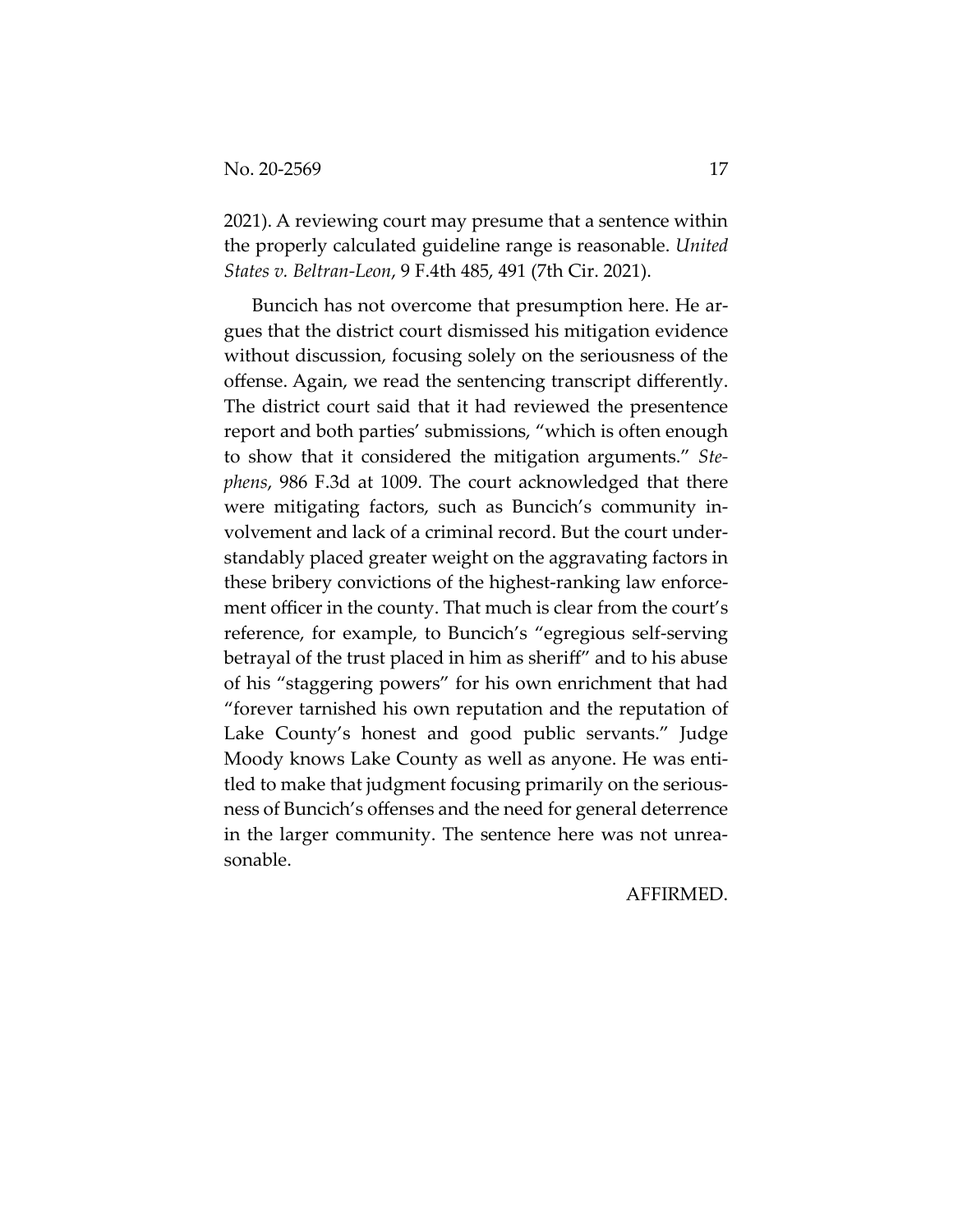2021). A reviewing court may presume that a sentence within the properly calculated guideline range is reasonable. *United States v. Beltran-Leon*, 9 F.4th 485, 491 (7th Cir. 2021).

Buncich has not overcome that presumption here. He argues that the district court dismissed his mitigation evidence without discussion, focusing solely on the seriousness of the offense. Again, we read the sentencing transcript differently. The district court said that it had reviewed the presentence report and both parties' submissions, "which is often enough to show that it considered the mitigation arguments." *Stephens*, 986 F.3d at 1009. The court acknowledged that there were mitigating factors, such as Buncich's community involvement and lack of a criminal record. But the court understandably placed greater weight on the aggravating factors in these bribery convictions of the highest-ranking law enforcement officer in the county. That much is clear from the court's reference, for example, to Buncich's "egregious self-serving betrayal of the trust placed in him as sheriff" and to his abuse of his "staggering powers" for his own enrichment that had "forever tarnished his own reputation and the reputation of Lake County's honest and good public servants." Judge Moody knows Lake County as well as anyone. He was entitled to make that judgment focusing primarily on the seriousness of Buncich's offenses and the need for general deterrence in the larger community. The sentence here was not unreasonable.

AFFIRMED.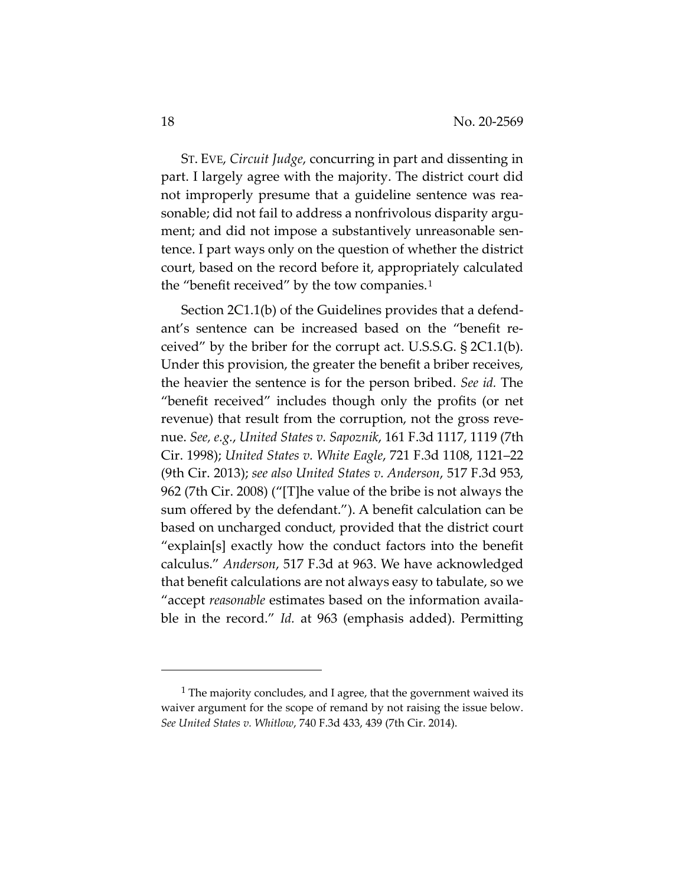ST. EVE, *Circuit Judge*, concurring in part and dissenting in part. I largely agree with the majority. The district court did not improperly presume that a guideline sentence was reasonable; did not fail to address a nonfrivolous disparity argument; and did not impose a substantively unreasonable sentence. I part ways only on the question of whether the district court, based on the record before it, appropriately calculated the "benefit received" by the tow companies.[1]

Section 2C1.1(b) of the Guidelines provides that a defendant's sentence can be increased based on the "benefit received" by the briber for the corrupt act. U.S.S.G. § 2C1.1(b). Under this provision, the greater the benefit a briber receives, the heavier the sentence is for the person bribed. *See id.* The "benefit received" includes though only the profits (or net revenue) that result from the corruption, not the gross revenue. *See, e.g.*, *United States v. Sapoznik*, 161 F.3d 1117, 1119 (7th Cir. 1998); *United States v. White Eagle*, 721 F.3d 1108, 1121–22 (9th Cir. 2013); *see also United States v. Anderson*, 517 F.3d 953, 962 (7th Cir. 2008) ("[T]he value of the bribe is not always the sum offered by the defendant."). A benefit calculation can be based on uncharged conduct, provided that the district court "explain[s] exactly how the conduct factors into the benefit calculus." *Anderson*, 517 F.3d at 963. We have acknowledged that benefit calculations are not always easy to tabulate, so we "accept *reasonable* estimates based on the information available in the record." *Id.* at 963 (emphasis added). Permitting

[1] The majority concludes, and I agree, that the government waived its waiver argument for the scope of remand by not raising the issue below. *See United States v. Whitlow*, 740 F.3d 433, 439 (7th Cir. 2014).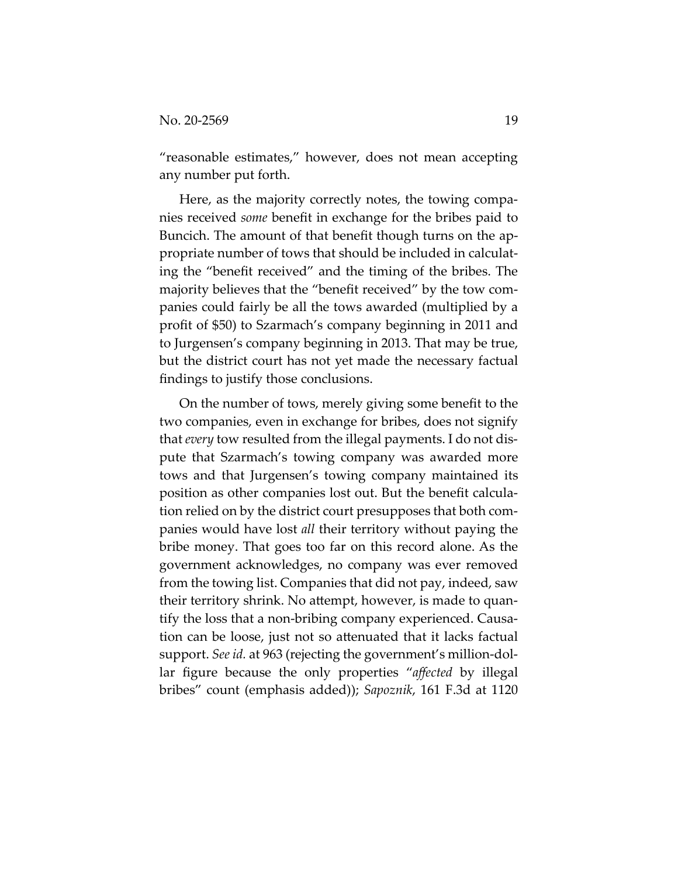"reasonable estimates," however, does not mean accepting any number put forth.

Here, as the majority correctly notes, the towing companies received *some* benefit in exchange for the bribes paid to Buncich. The amount of that benefit though turns on the appropriate number of tows that should be included in calculating the "benefit received" and the timing of the bribes. The majority believes that the "benefit received" by the tow companies could fairly be all the tows awarded (multiplied by a profit of $50) to Szarmach's company beginning in 2011 and to Jurgensen's company beginning in 2013. That may be true, but the district court has not yet made the necessary factual findings to justify those conclusions.

On the number of tows, merely giving some benefit to the two companies, even in exchange for bribes, does not signify that *every* tow resulted from the illegal payments. I do not dispute that Szarmach's towing company was awarded more tows and that Jurgensen's towing company maintained its position as other companies lost out. But the benefit calculation relied on by the district court presupposes that both companies would have lost *all* their territory without paying the bribe money. That goes too far on this record alone. As the government acknowledges, no company was ever removed from the towing list. Companies that did not pay, indeed, saw their territory shrink. No attempt, however, is made to quantify the loss that a non-bribing company experienced. Causation can be loose, just not so attenuated that it lacks factual support. *See id.* at 963 (rejecting the government's million-dollar figure because the only properties "*affected* by illegal bribes" count (emphasis added)); *Sapoznik*, 161 F.3d at 1120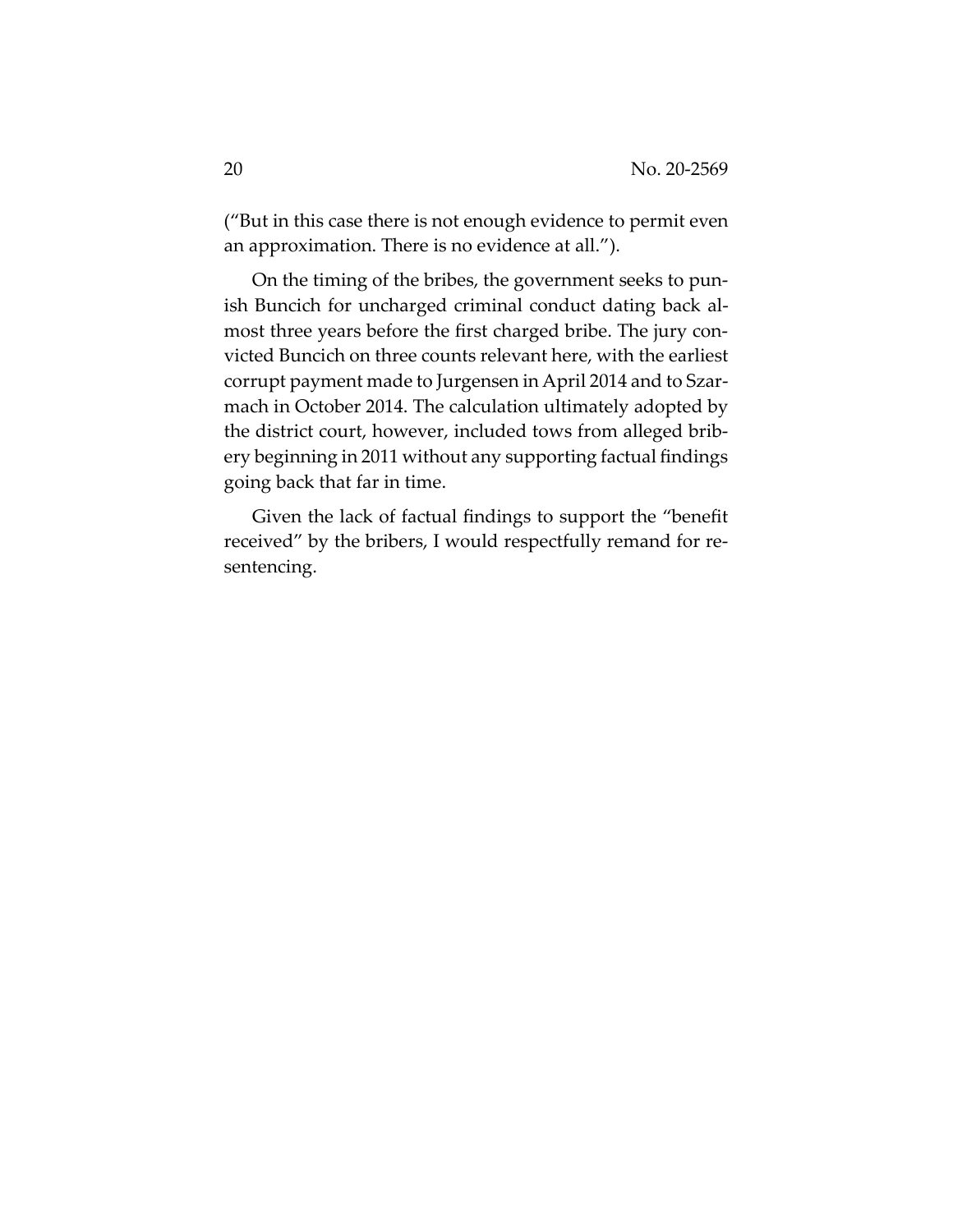("But in this case there is not enough evidence to permit even an approximation. There is no evidence at all.").

On the timing of the bribes, the government seeks to punish Buncich for uncharged criminal conduct dating back almost three years before the first charged bribe. The jury convicted Buncich on three counts relevant here, with the earliest corrupt payment made to Jurgensen in April 2014 and to Szarmach in October 2014. The calculation ultimately adopted by the district court, however, included tows from alleged bribery beginning in 2011 without any supporting factual findings going back that far in time.

Given the lack of factual findings to support the "benefit received" by the bribers, I would respectfully remand for resentencing.